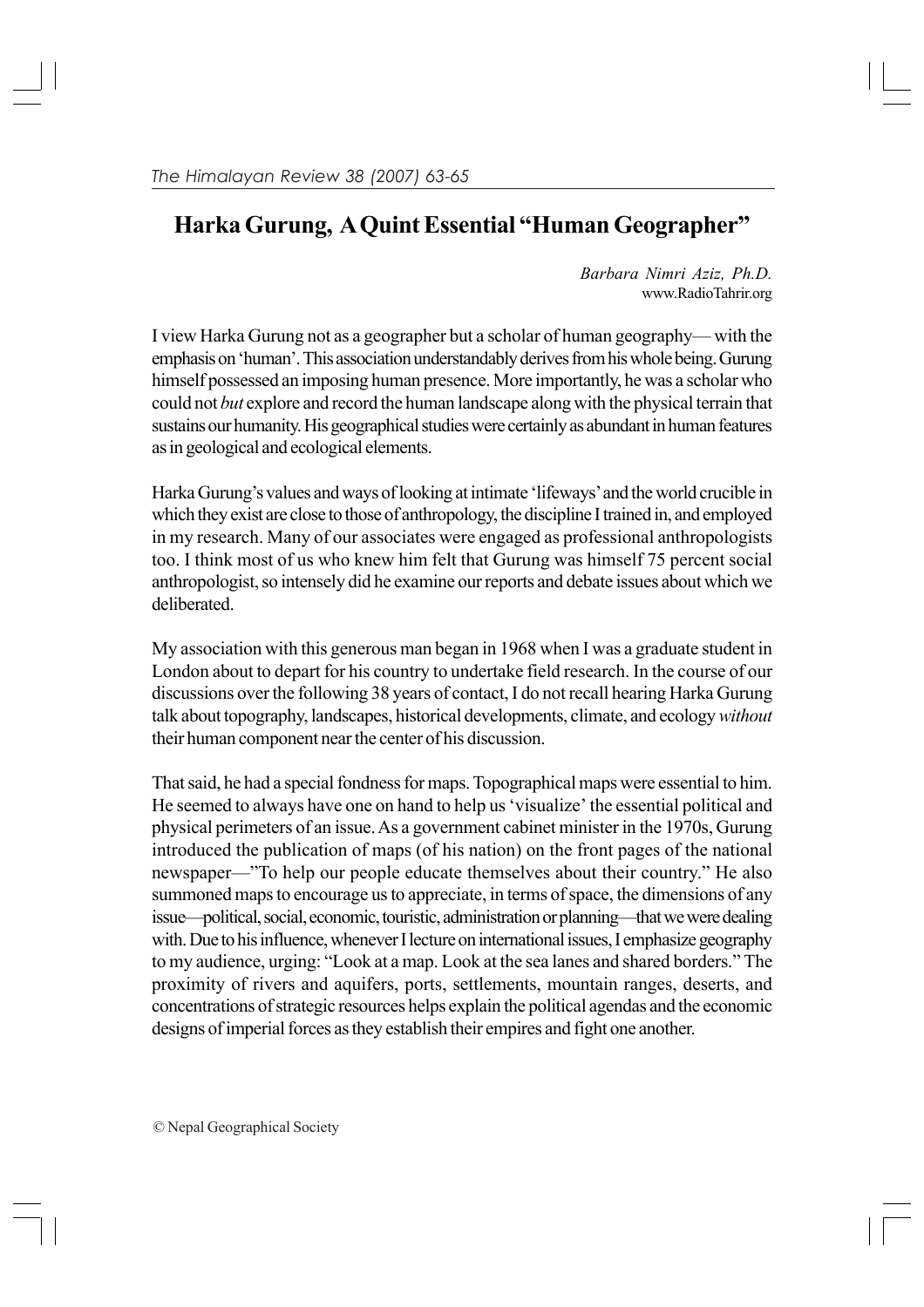# Harka Gurung, A Quint Essential "Human Geographer"

*Barbara Nimri Aziz, Ph.D.*
www.RadioTahrir.org

I view Harka Gurung not as a geographer but a scholar of human geography— with the emphasis on 'human'. This association understandably derives from his whole being. Gurung himself possessed an imposing human presence. More importantly, he was a scholar who could not *but* explore and record the human landscape along with the physical terrain that sustains our humanity. His geographical studies were certainly as abundant in human features as in geological and ecological elements.

Harka Gurung's values and ways of looking at intimate 'lifeways' and the world crucible in which they exist are close to those of anthropology, the discipline I trained in, and employed in my research. Many of our associates were engaged as professional anthropologists too. I think most of us who knew him felt that Gurung was himself 75 percent social anthropologist, so intensely did he examine our reports and debate issues about which we deliberated.

My association with this generous man began in 1968 when I was a graduate student in London about to depart for his country to undertake field research. In the course of our discussions over the following 38 years of contact, I do not recall hearing Harka Gurung talk about topography, landscapes, historical developments, climate, and ecology *without* their human component near the center of his discussion.

That said, he had a special fondness for maps. Topographical maps were essential to him. He seemed to always have one on hand to help us 'visualize' the essential political and physical perimeters of an issue. As a government cabinet minister in the 1970s, Gurung introduced the publication of maps (of his nation) on the front pages of the national newspaper—"To help our people educate themselves about their country." He also summoned maps to encourage us to appreciate, in terms of space, the dimensions of any issue—political, social, economic, touristic, administration or planning—that we were dealing with. Due to his influence, whenever I lecture on international issues, I emphasize geography to my audience, urging: "Look at a map. Look at the sea lanes and shared borders." The proximity of rivers and aquifers, ports, settlements, mountain ranges, deserts, and concentrations of strategic resources helps explain the political agendas and the economic designs of imperial forces as they establish their empires and fight one another.

© Nepal Geographical Society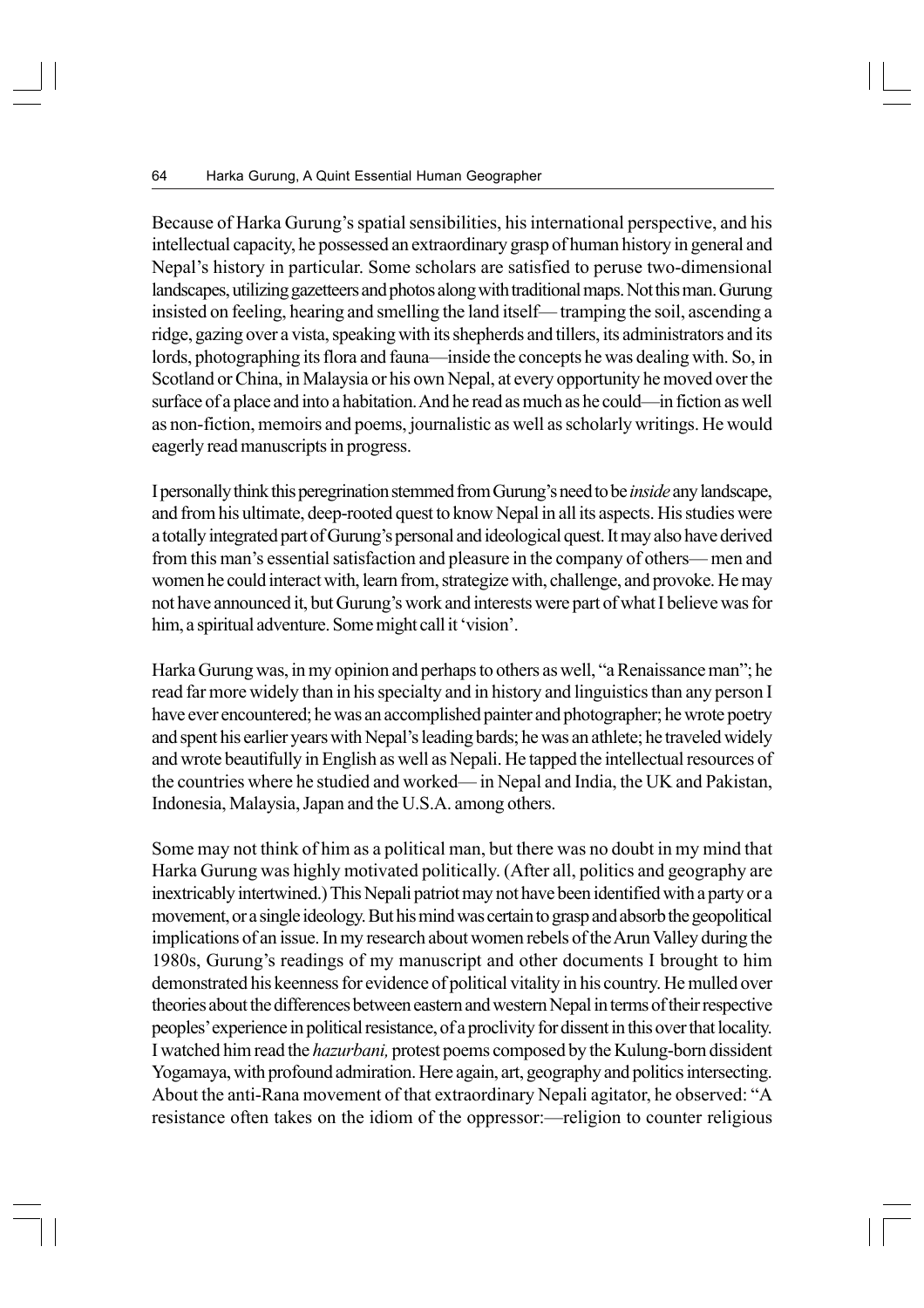Because of Harka Gurung's spatial sensibilities, his international perspective, and his intellectual capacity, he possessed an extraordinary grasp of human history in general and Nepal's history in particular. Some scholars are satisfied to peruse two-dimensional landscapes, utilizing gazetteers and photos along with traditional maps. Not this man. Gurung insisted on feeling, hearing and smelling the land itself— tramping the soil, ascending a ridge, gazing over a vista, speaking with its shepherds and tillers, its administrators and its lords, photographing its flora and fauna—inside the concepts he was dealing with. So, in Scotland or China, in Malaysia or his own Nepal, at every opportunity he moved over the surface of a place and into a habitation. And he read as much as he could—in fiction as well as non-fiction, memoirs and poems, journalistic as well as scholarly writings. He would eagerly read manuscripts in progress.

I personally think this peregrination stemmed from Gurung's need to be *inside* any landscape, and from his ultimate, deep-rooted quest to know Nepal in all its aspects. His studies were a totally integrated part of Gurung's personal and ideological quest. It may also have derived from this man's essential satisfaction and pleasure in the company of others— men and women he could interact with, learn from, strategize with, challenge, and provoke. He may not have announced it, but Gurung's work and interests were part of what I believe was for him, a spiritual adventure. Some might call it 'vision'.

Harka Gurung was, in my opinion and perhaps to others as well, "a Renaissance man"; he read far more widely than in his specialty and in history and linguistics than any person I have ever encountered; he was an accomplished painter and photographer; he wrote poetry and spent his earlier years with Nepal's leading bards; he was an athlete; he traveled widely and wrote beautifully in English as well as Nepali. He tapped the intellectual resources of the countries where he studied and worked— in Nepal and India, the UK and Pakistan, Indonesia, Malaysia, Japan and the U.S.A. among others.

Some may not think of him as a political man, but there was no doubt in my mind that Harka Gurung was highly motivated politically. (After all, politics and geography are inextricably intertwined.) This Nepali patriot may not have been identified with a party or a movement, or a single ideology. But his mind was certain to grasp and absorb the geopolitical implications of an issue. In my research about women rebels of the Arun Valley during the 1980s, Gurung's readings of my manuscript and other documents I brought to him demonstrated his keenness for evidence of political vitality in his country. He mulled over theories about the differences between eastern and western Nepal in terms of their respective peoples' experience in political resistance, of a proclivity for dissent in this over that locality. I watched him read the *hazurbani,* protest poems composed by the Kulung-born dissident Yogamaya, with profound admiration. Here again, art, geography and politics intersecting. About the anti-Rana movement of that extraordinary Nepali agitator, he observed: "A resistance often takes on the idiom of the oppressor:—religion to counter religious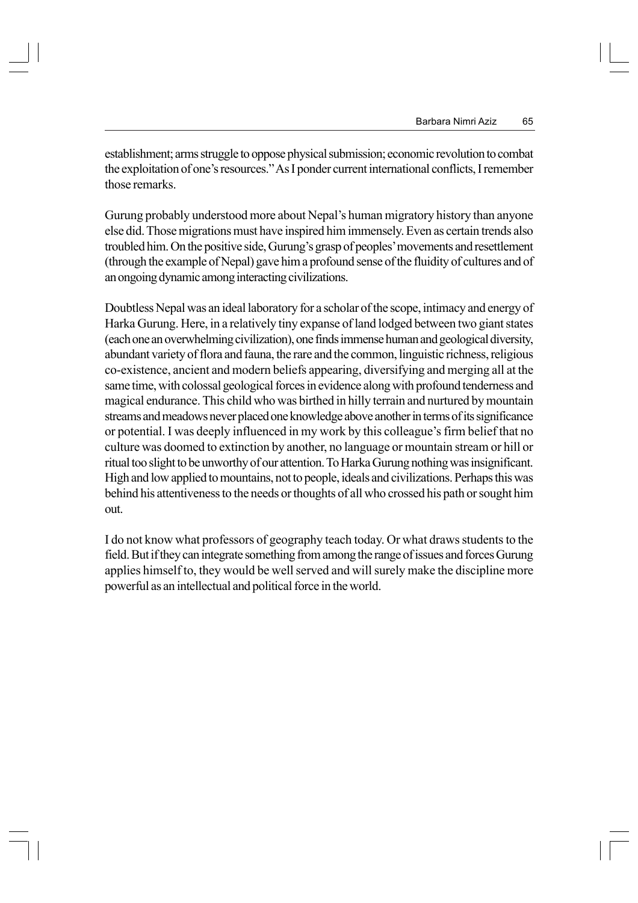establishment; arms struggle to oppose physical submission; economic revolution to combat the exploitation of one's resources." As I ponder current international conflicts, I remember those remarks.

Gurung probably understood more about Nepal's human migratory history than anyone else did. Those migrations must have inspired him immensely. Even as certain trends also troubled him. On the positive side, Gurung's grasp of peoples' movements and resettlement (through the example of Nepal) gave him a profound sense of the fluidity of cultures and of an ongoing dynamic among interacting civilizations.

Doubtless Nepal was an ideal laboratory for a scholar of the scope, intimacy and energy of Harka Gurung. Here, in a relatively tiny expanse of land lodged between two giant states (each one an overwhelming civilization), one finds immense human and geological diversity, abundant variety of flora and fauna, the rare and the common, linguistic richness, religious co-existence, ancient and modern beliefs appearing, diversifying and merging all at the same time, with colossal geological forces in evidence along with profound tenderness and magical endurance. This child who was birthed in hilly terrain and nurtured by mountain streams and meadows never placed one knowledge above another in terms of its significance or potential. I was deeply influenced in my work by this colleague's firm belief that no culture was doomed to extinction by another, no language or mountain stream or hill or ritual too slight to be unworthy of our attention. To Harka Gurung nothing was insignificant. High and low applied to mountains, not to people, ideals and civilizations. Perhaps this was behind his attentiveness to the needs or thoughts of all who crossed his path or sought him out.

I do not know what professors of geography teach today. Or what draws students to the field. But if they can integrate something from among the range of issues and forces Gurung applies himself to, they would be well served and will surely make the discipline more powerful as an intellectual and political force in the world.